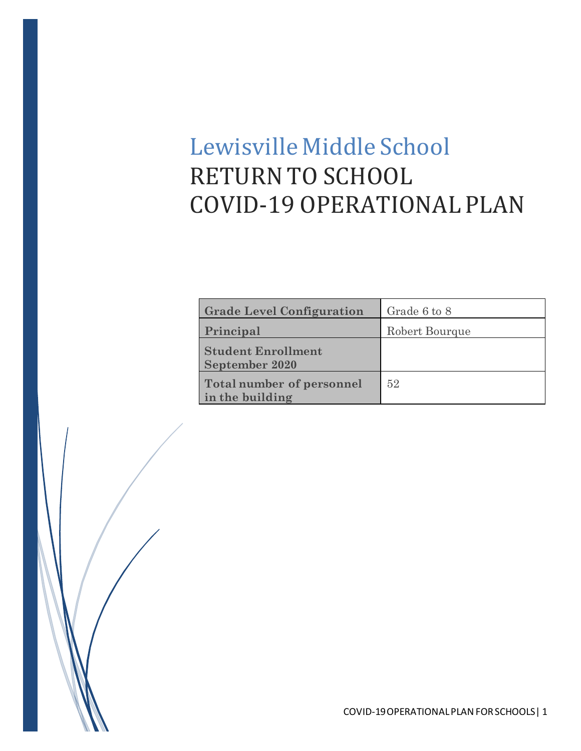# Lewisville Middle School

# RETURN TO SCHOOL COVID-19 OPERATIONAL PLAN

| Grade Level Configuration | Grade 6 to 8 |
|---|---|
| Principal | Robert Bourque |
| Student Enrollment September 2020 | |
| Total number of personnel in the building | 52 |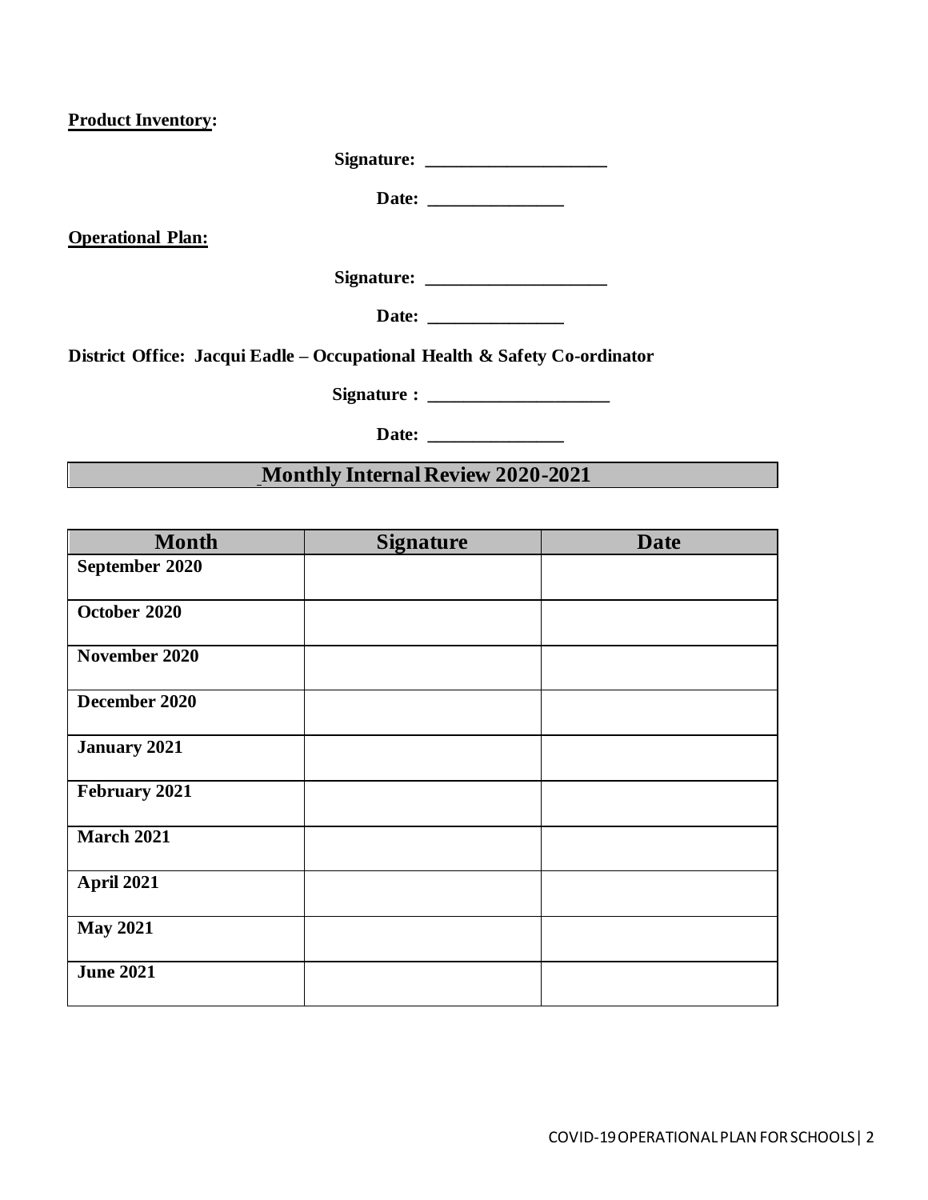**Product Inventory:**

**Signature: ____________________**

**Date: _______________**

**Operational Plan:**

**Signature: ____________________**

**Date: _______________**

**District Office: Jacqui Eadle – Occupational Health & Safety Co-ordinator**

**Signature : ____________________**

**Date: _______________**

## Monthly Internal Review 2020-2021

| Month | Signature | Date |
|---|---|---|
| **September 2020** | | |
| **October 2020** | | |
| **November 2020** | | |
| **December 2020** | | |
| **January 2021** | | |
| **February 2021** | | |
| **March 2021** | | |
| **April 2021** | | |
| **May 2021** | | |
| **June 2021** | | |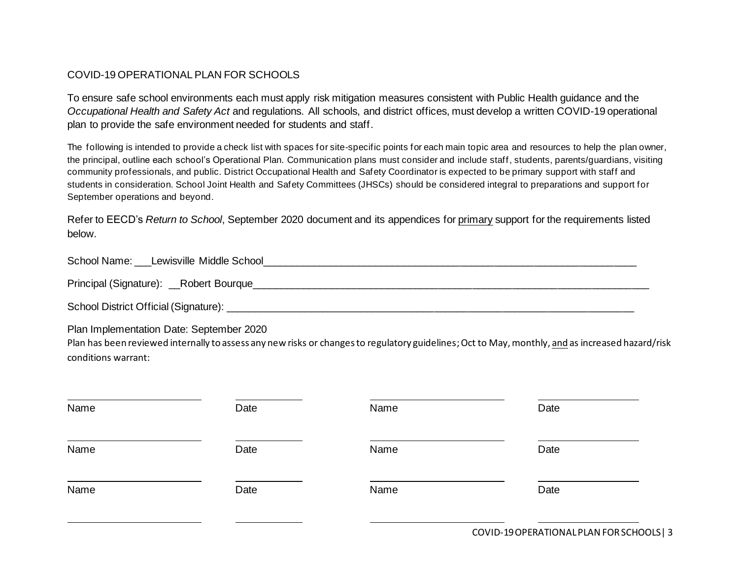# COVID-19 OPERATIONAL PLAN FOR SCHOOLS

To ensure safe school environments each must apply risk mitigation measures consistent with Public Health guidance and the *Occupational Health and Safety Act* and regulations. All schools, and district offices, must develop a written COVID-19 operational plan to provide the safe environment needed for students and staff.

The following is intended to provide a check list with spaces for site-specific points for each main topic area and resources to help the plan owner, the principal, outline each school's Operational Plan. Communication plans must consider and include staff, students, parents/guardians, visiting community professionals, and public. District Occupational Health and Safety Coordinator is expected to be primary support with staff and students in consideration. School Joint Health and Safety Committees (JHSCs) should be considered integral to preparations and support for September operations and beyond.

Refer to EECD's *Return to School*, September 2020 document and its appendices for <u>primary</u> support for the requirements listed below.

School Name: ___Lewisville Middle School______________________________________________________________

Principal (Signature): __Robert Bourque_________________________________________________________________

School District Official (Signature): ____________________________________________________________________

Plan Implementation Date: September 2020

Plan has been reviewed internally to assess any new risks or changes to regulatory guidelines; Oct to May, monthly, <u>and</u> as increased hazard/risk conditions warrant:

| Name | Date | Name | Date |
|---|---|---|---|
| | | | |
| Name | Date | Name | Date |
| | | | |
| Name | Date | Name | Date |
| | | | |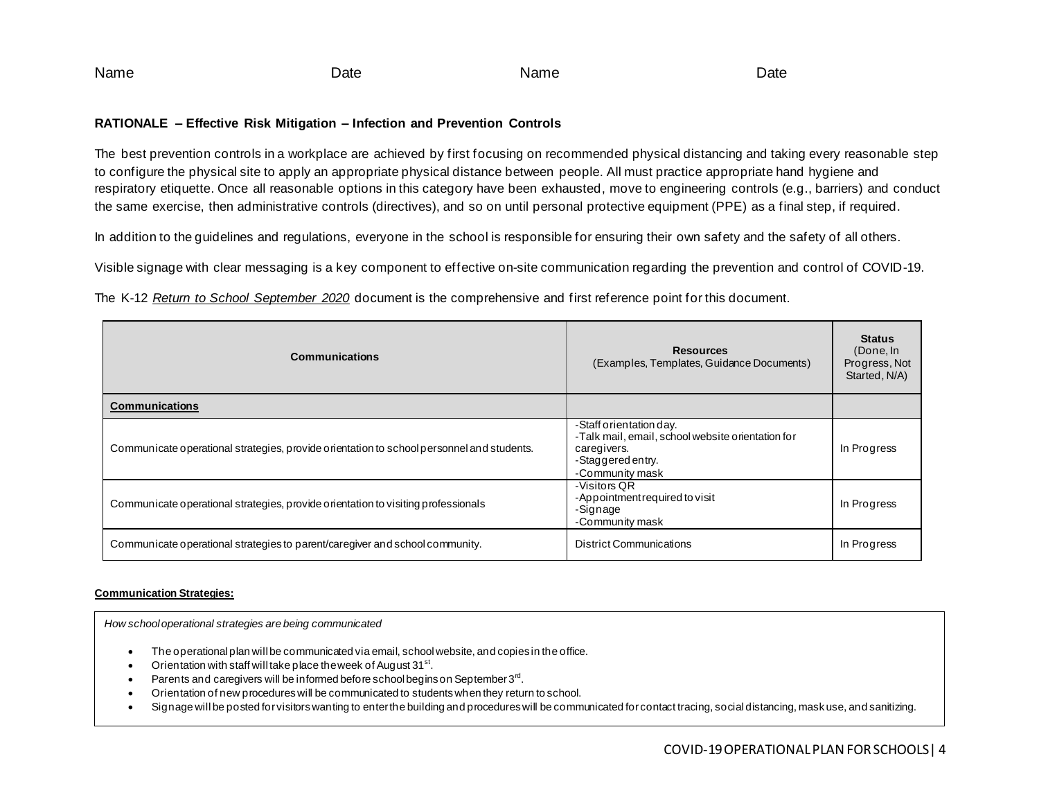Name Date Name Date

**RATIONALE – Effective Risk Mitigation – Infection and Prevention Controls**

The best prevention controls in a workplace are achieved by first focusing on recommended physical distancing and taking every reasonable step to configure the physical site to apply an appropriate physical distance between people. All must practice appropriate hand hygiene and respiratory etiquette. Once all reasonable options in this category have been exhausted, move to engineering controls (e.g., barriers) and conduct the same exercise, then administrative controls (directives), and so on until personal protective equipment (PPE) as a final step, if required.

In addition to the guidelines and regulations, everyone in the school is responsible for ensuring their own safety and the safety of all others.

Visible signage with clear messaging is a key component to effective on-site communication regarding the prevention and control of COVID-19.

The K-12 *Return to School September 2020* document is the comprehensive and first reference point for this document.

| **Communications** | **Resources** (Examples, Templates, Guidance Documents) | **Status** (Done, In Progress, Not Started, N/A) |
|---|---|---|
| **Communications** | | |
| Communicate operational strategies, provide orientation to school personnel and students. | -Staff orientation day.<br>-Talk mail, email, school website orientation for caregivers.<br>-Staggered entry.<br>-Community mask | In Progress |
| Communicate operational strategies, provide orientation to visiting professionals | -Visitors QR<br>-Appointment required to visit<br>-Signage<br>-Community mask | In Progress |
| Communicate operational strategies to parent/caregiver and school community. | District Communications | In Progress |

**Communication Strategies:**

*How school operational strategies are being communicated*

- The operational plan will be communicated via email, school website, and copies in the office.
- Orientation with staff will take place the week of August 31st.
- Parents and caregivers will be informed before school begins on September 3rd.
- Orientation of new procedures will be communicated to students when they return to school.
- Signage will be posted for visitors wanting to enter the building and procedures will be communicated for contact tracing, social distancing, mask use, and sanitizing.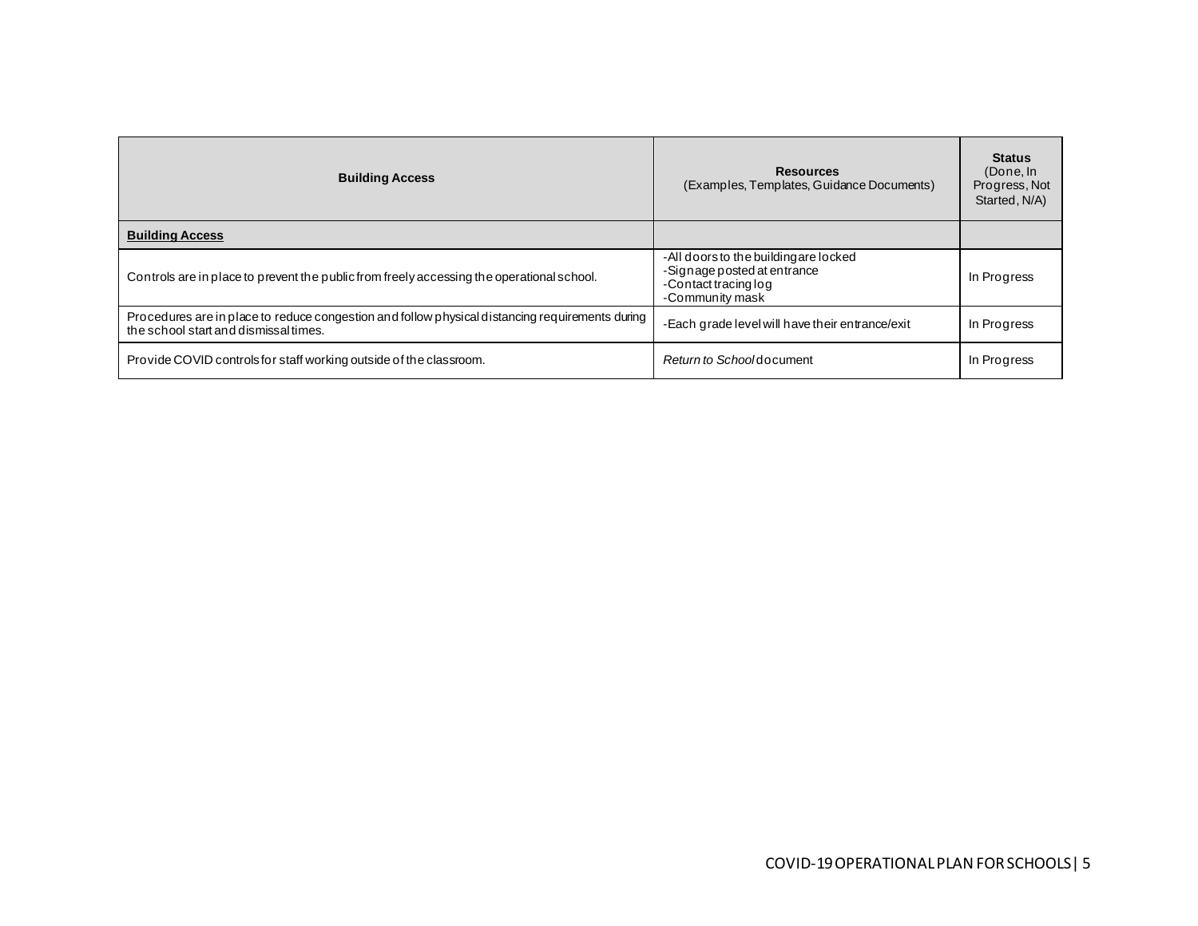| Building Access | Resources (Examples, Templates, Guidance Documents) | Status (Done, In Progress, Not Started, N/A) |
|---|---|---|
| **Building Access** | | |
| Controls are in place to prevent the public from freely accessing the operational school. | -All doors to the building are locked<br>-Signage posted at entrance<br>-Contact tracing log<br>-Community mask | In Progress |
| Procedures are in place to reduce congestion and follow physical distancing requirements during the school start and dismissal times. | -Each grade level will have their entrance/exit | In Progress |
| Provide COVID controls for staff working outside of the classroom. | *Return to School* document | In Progress |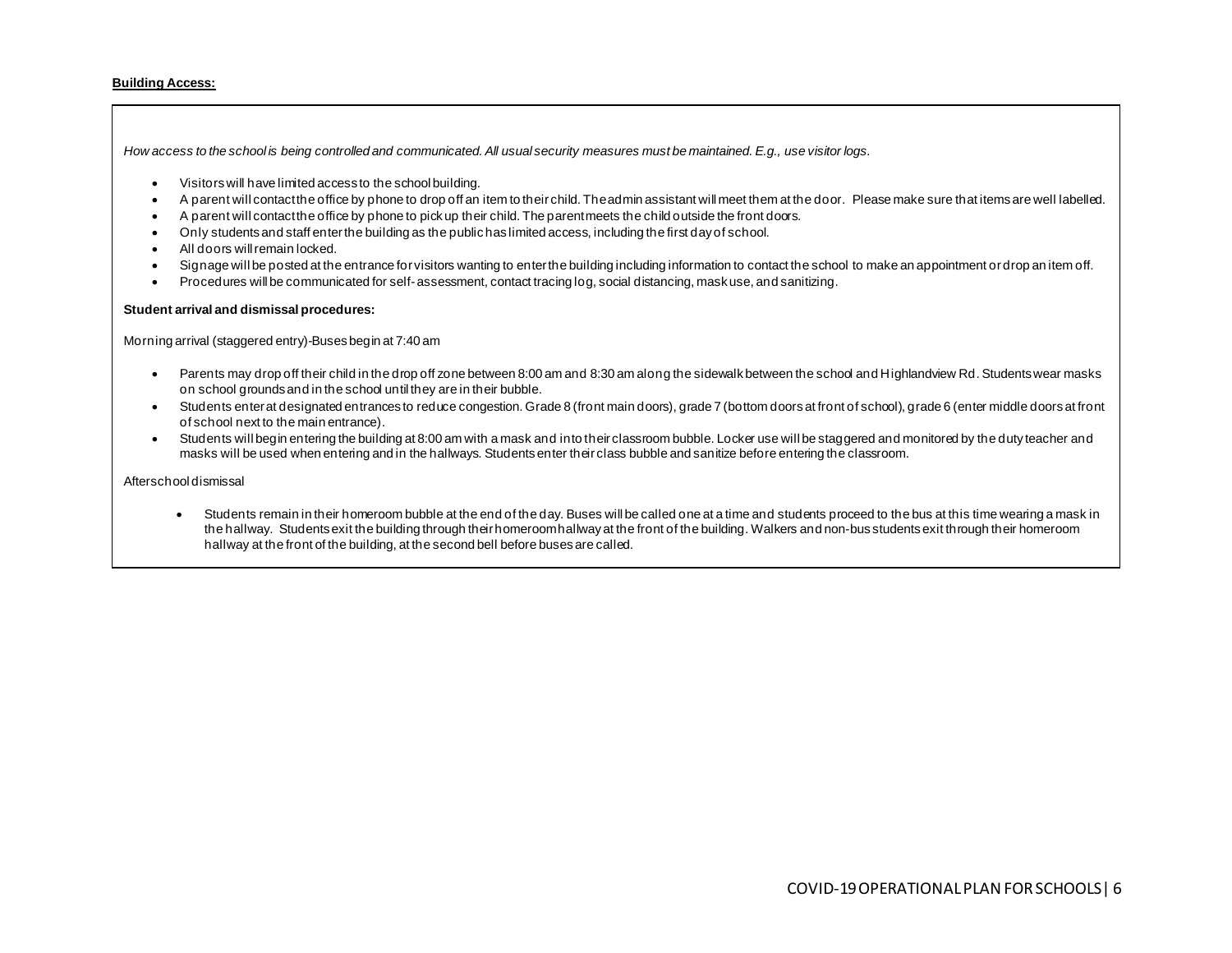**Building Access:**

*How access to the school is being controlled and communicated. All usual security measures must be maintained. E.g., use visitor logs.*

- Visitors will have limited access to the school building.
- A parent will contact the office by phone to drop off an item to their child. The admin assistant will meet them at the door. Please make sure that items are well labelled.
- A parent will contact the office by phone to pick up their child. The parent meets the child outside the front doors.
- Only students and staff enter the building as the public has limited access, including the first day of school.
- All doors will remain locked.
- Signage will be posted at the entrance for visitors wanting to enter the building including information to contact the school to make an appointment or drop an item off.
- Procedures will be communicated for self-assessment, contact tracing log, social distancing, mask use, and sanitizing.

**Student arrival and dismissal procedures:**

Morning arrival (staggered entry)-Buses begin at 7:40 am

- Parents may drop off their child in the drop off zone between 8:00 am and 8:30 am along the sidewalk between the school and Highlandview Rd. Students wear masks on school grounds and in the school until they are in their bubble.
- Students enter at designated entrances to reduce congestion. Grade 8 (front main doors), grade 7 (bottom doors at front of school), grade 6 (enter middle doors at front of school next to the main entrance).
- Students will begin entering the building at 8:00 am with a mask and into their classroom bubble. Locker use will be staggered and monitored by the duty teacher and masks will be used when entering and in the hallways. Students enter their class bubble and sanitize before entering the classroom.

Afterschool dismissal

- Students remain in their homeroom bubble at the end of the day. Buses will be called one at a time and students proceed to the bus at this time wearing a mask in the hallway. Students exit the building through their homeroom hallway at the front of the building. Walkers and non-bus students exit through their homeroom hallway at the front of the building, at the second bell before buses are called.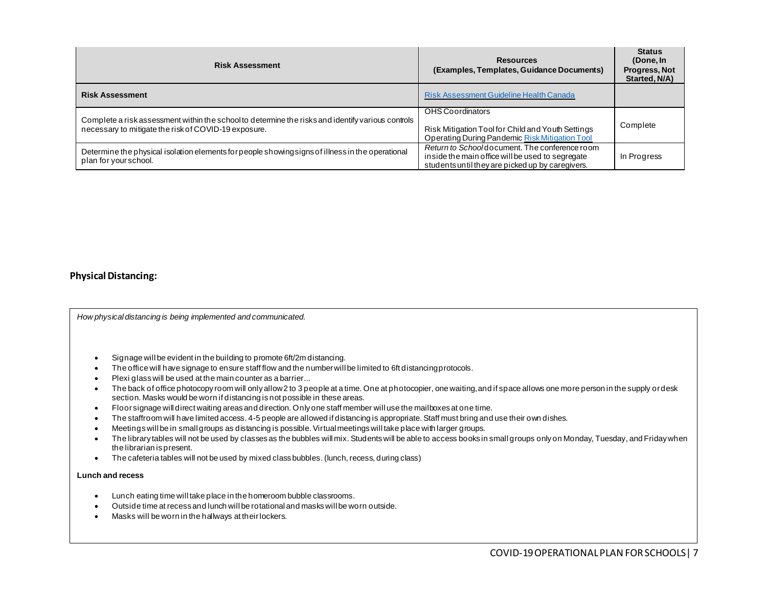| Risk Assessment | Resources (Examples, Templates, Guidance Documents) | Status (Done, In Progress, Not Started, N/A) |
|---|---|---|
| **Risk Assessment** | Risk Assessment Guideline Health Canada | |
| Complete a risk assessment within the school to determine the risks and identify various controls necessary to mitigate the risk of COVID-19 exposure. | OHS Coordinators<br><br>Risk Mitigation Tool for Child and Youth Settings Operating During Pandemic Risk Mitigation Tool | Complete |
| Determine the physical isolation elements for people showing signs of illness in the operational plan for your school. | *Return to School* document. The conference room inside the main office will be used to segregate students until they are picked up by caregivers. | In Progress |

## Physical Distancing:

*How physical distancing is being implemented and communicated.*

- Signage will be evident in the building to promote 6ft/2m distancing.
- The office will have signage to ensure staff flow and the number will be limited to 6ft distancing protocols.
- Plexi glass will be used at the main counter as a barrier...
- The back of office photocopy room will only allow 2 to 3 people at a time. One at photocopier, one waiting, and if space allows one more person in the supply or desk section. Masks would be worn if distancing is not possible in these areas.
- Floor signage will direct waiting areas and direction. Only one staff member will use the mailboxes at one time.
- The staffroom will have limited access. 4-5 people are allowed if distancing is appropriate. Staff must bring and use their own dishes.
- Meetings will be in small groups as distancing is possible. Virtual meetings will take place with larger groups.
- The library tables will not be used by classes as the bubbles will mix. Students will be able to access books in small groups only on Monday, Tuesday, and Friday when the librarian is present.
- The cafeteria tables will not be used by mixed class bubbles. (lunch, recess, during class)

**Lunch and recess**

- Lunch eating time will take place in the homeroom bubble classrooms.
- Outside time at recess and lunch will be rotational and masks will be worn outside.
- Masks will be worn in the hallways at their lockers.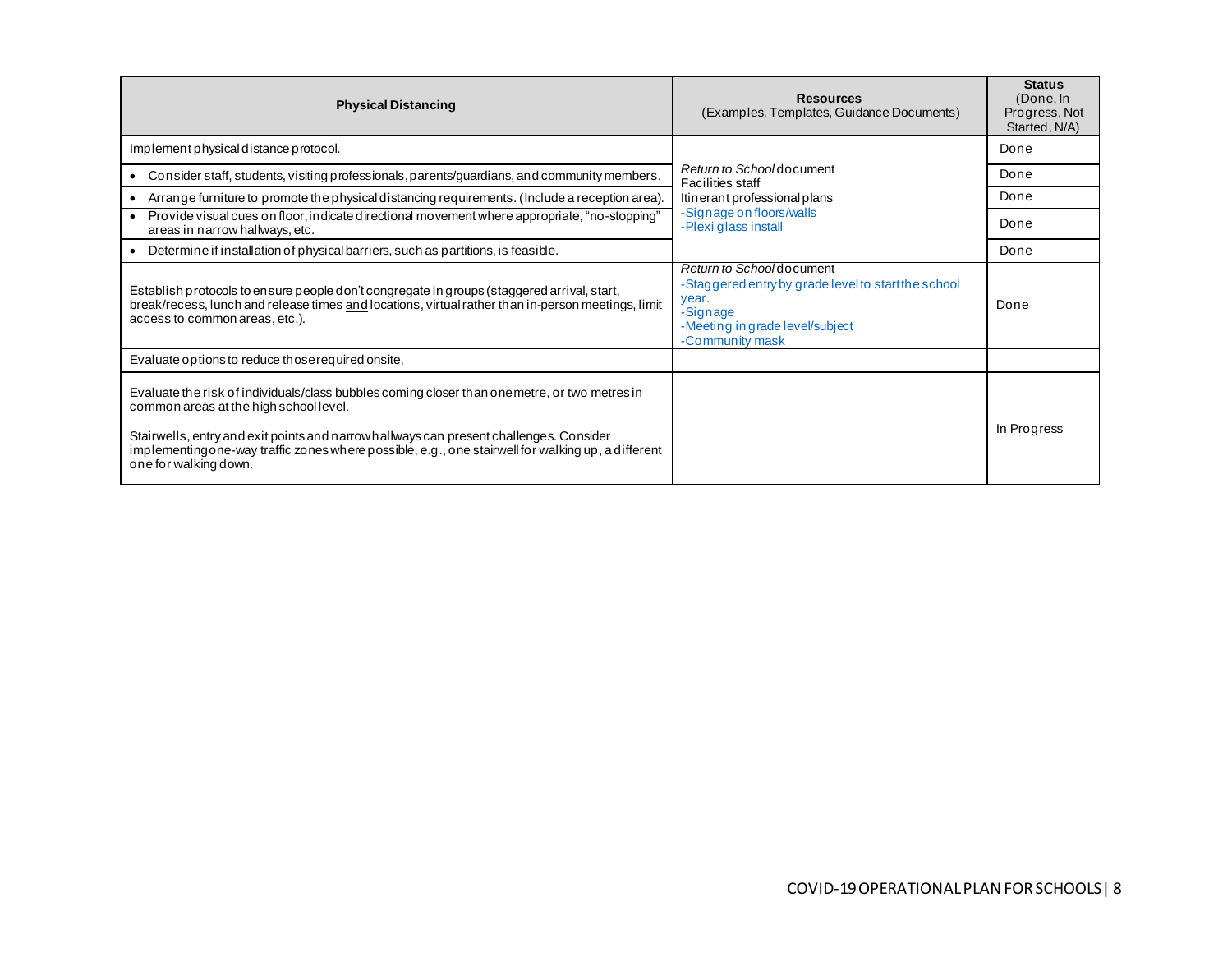| Physical Distancing | Resources (Examples, Templates, Guidance Documents) | Status (Done, In Progress, Not Started, N/A) |
|---|---|---|
| Implement physical distance protocol. | *Return to School* document<br>Facilities staff<br>Itinerant professional plans<br>-Signage on floors/walls<br>-Plexi glass install | Done |
| • Consider staff, students, visiting professionals, parents/guardians, and community members. | | Done |
| • Arrange furniture to promote the physical distancing requirements. (Include a reception area). | | Done |
| • Provide visual cues on floor, indicate directional movement where appropriate, "no-stopping" areas in narrow hallways, etc. | | Done |
| • Determine if installation of physical barriers, such as partitions, is feasible. | | Done |
| Establish protocols to ensure people don't congregate in groups (staggered arrival, start, break/recess, lunch and release times and locations, virtual rather than in-person meetings, limit access to common areas, etc.). | *Return to School* document<br>-Staggered entry by grade level to start the school year.<br>-Signage<br>-Meeting in grade level/subject<br>-Community mask | Done |
| Evaluate options to reduce those required onsite, | | |
| Evaluate the risk of individuals/class bubbles coming closer than one metre, or two metres in common areas at the high school level.<br><br>Stairwells, entry and exit points and narrow hallways can present challenges. Consider implementing one-way traffic zones where possible, e.g., one stairwell for walking up, a different one for walking down. | | In Progress |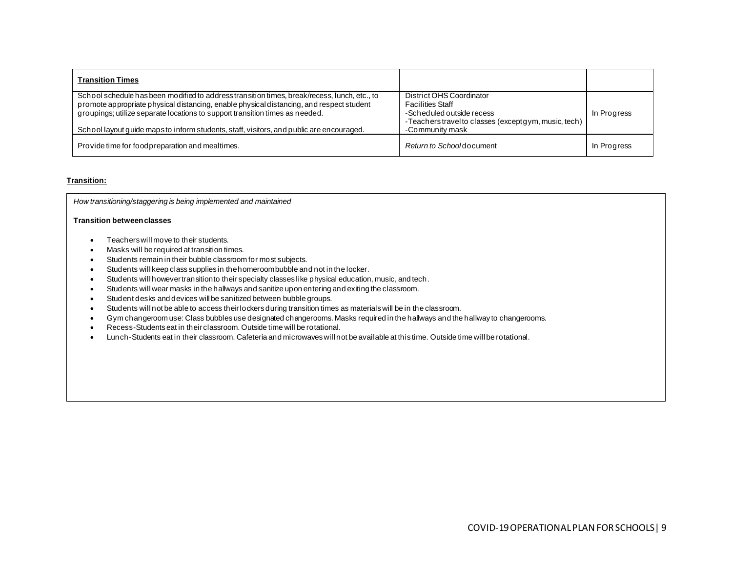| **Transition Times** | | |
|---|---|---|
| School schedule has been modified to address transition times, break/recess, lunch, etc., to promote appropriate physical distancing, enable physical distancing, and respect student groupings; utilize separate locations to support transition times as needed.<br><br>School layout guide maps to inform students, staff, visitors, and public are encouraged. | District OHS Coordinator<br>Facilities Staff<br>-Scheduled outside recess<br>-Teachers travel to classes (except gym, music, tech)<br>-Community mask | In Progress |
| Provide time for food preparation and mealtimes. | *Return to School* document | In Progress |

**Transition:**

*How transitioning/staggering is being implemented and maintained*

**Transition between classes**

- Teachers will move to their students.
- Masks will be required at transition times.
- Students remain in their bubble classroom for most subjects.
- Students will keep class supplies in the homeroom bubble and not in the locker.
- Students will however transition to their specialty classes like physical education, music, and tech.
- Students will wear masks in the hallways and sanitize upon entering and exiting the classroom.
- Student desks and devices will be sanitized between bubble groups.
- Students will not be able to access their lockers during transition times as materials will be in the classroom.
- Gym changeroom use: Class bubbles use designated changerooms. Masks required in the hallways and the hallway to changerooms.
- Recess-Students eat in their classroom. Outside time will be rotational.
- Lunch-Students eat in their classroom. Cafeteria and microwaves will not be available at this time. Outside time will be rotational.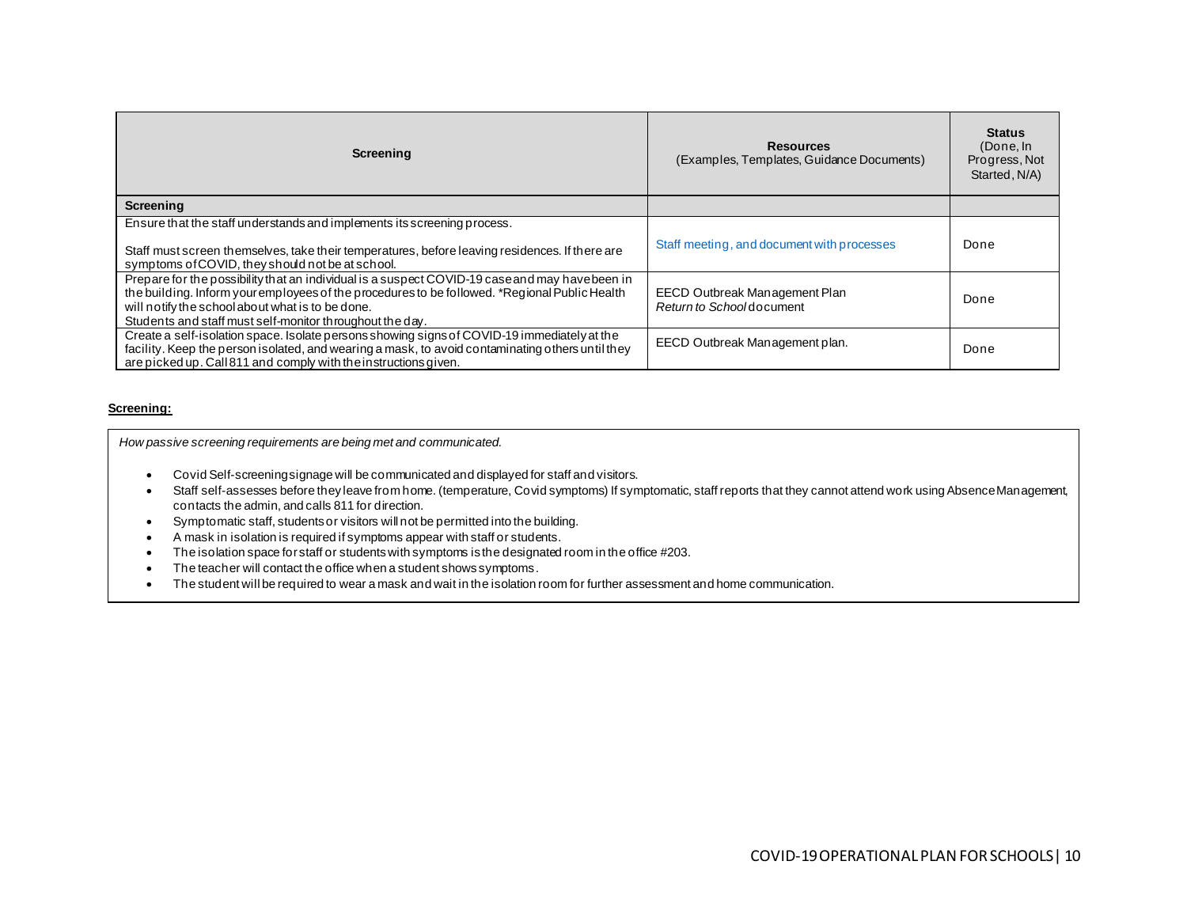| Screening | Resources (Examples, Templates, Guidance Documents) | Status (Done, In Progress, Not Started, N/A) |
|---|---|---|
| **Screening** | | |
| Ensure that the staff understands and implements its screening process.<br><br>Staff must screen themselves, take their temperatures, before leaving residences. If there are symptoms of COVID, they should not be at school. | Staff meeting, and document with processes | Done |
| Prepare for the possibility that an individual is a suspect COVID-19 case and may have been in the building. Inform your employees of the procedures to be followed. *Regional Public Health will notify the school about what is to be done.<br>Students and staff must self-monitor throughout the day. | EECD Outbreak Management Plan<br>*Return to School* document | Done |
| Create a self-isolation space. Isolate persons showing signs of COVID-19 immediately at the facility. Keep the person isolated, and wearing a mask, to avoid contaminating others until they are picked up. Call 811 and comply with the instructions given. | EECD Outbreak Management plan. | Done |

**Screening:**

*How passive screening requirements are being met and communicated.*

- Covid Self-screening signage will be communicated and displayed for staff and visitors.
- Staff self-assesses before they leave from home. (temperature, Covid symptoms) If symptomatic, staff reports that they cannot attend work using Absence Management, contacts the admin, and calls 811 for direction.
- Symptomatic staff, students or visitors will not be permitted into the building.
- A mask in isolation is required if symptoms appear with staff or students.
- The isolation space for staff or students with symptoms is the designated room in the office #203.
- The teacher will contact the office when a student shows symptoms.
- The student will be required to wear a mask and wait in the isolation room for further assessment and home communication.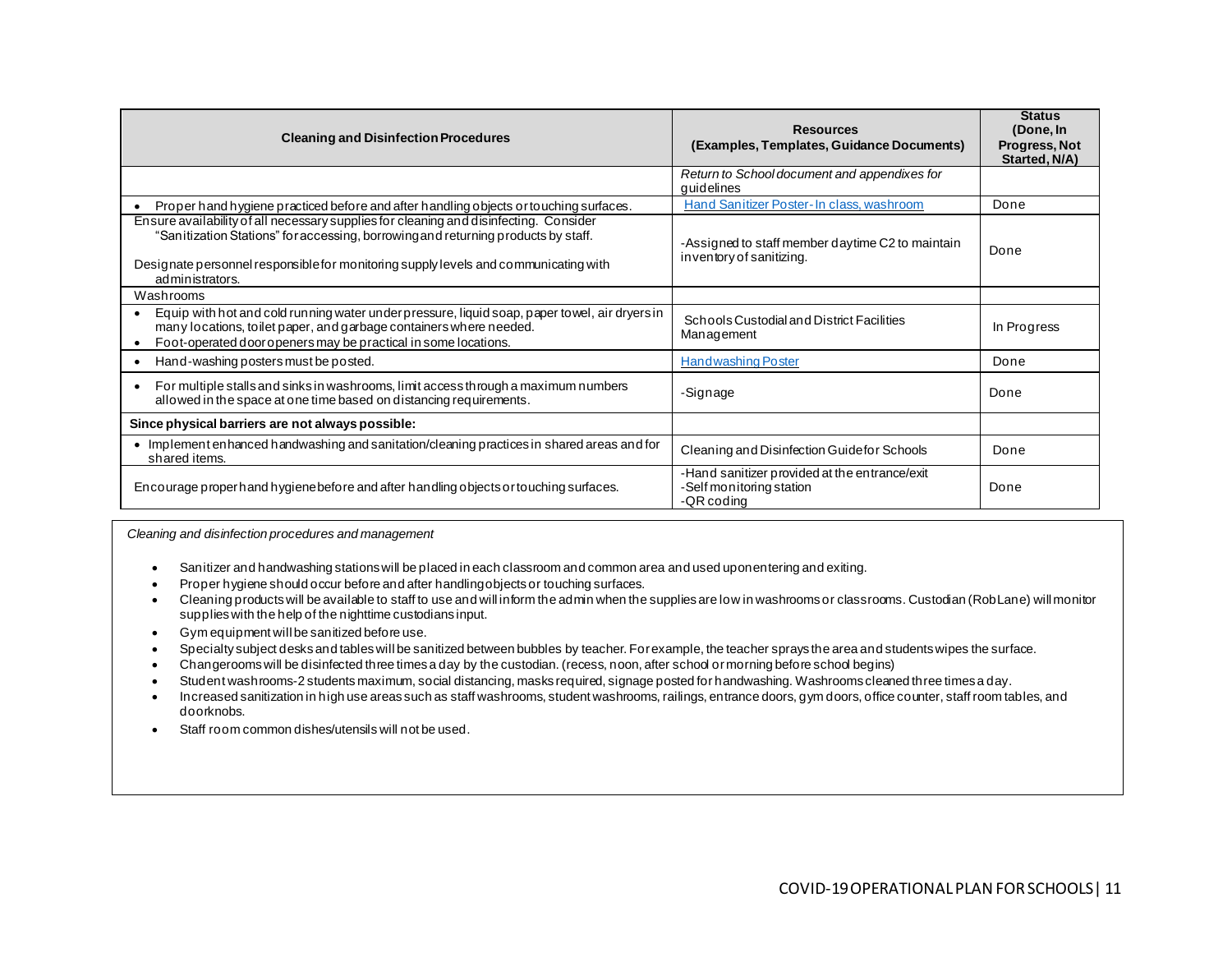| Cleaning and Disinfection Procedures | Resources (Examples, Templates, Guidance Documents) | Status (Done, In Progress, Not Started, N/A) |
|---|---|---|
| | *Return to School document and appendixes for guidelines* | |
| • Proper hand hygiene practiced before and after handling objects or touching surfaces. | Hand Sanitizer Poster- In class, washroom | Done |
| Ensure availability of all necessary supplies for cleaning and disinfecting. Consider "Sanitization Stations" for accessing, borrowing and returning products by staff.<br><br>Designate personnel responsible for monitoring supply levels and communicating with administrators. | -Assigned to staff member daytime C2 to maintain inventory of sanitizing. | Done |
| Washrooms | | |
| • Equip with hot and cold running water under pressure, liquid soap, paper towel, air dryers in many locations, toilet paper, and garbage containers where needed.<br>• Foot-operated door openers may be practical in some locations. | Schools Custodial and District Facilities Management | In Progress |
| • Hand-washing posters must be posted. | Handwashing Poster | Done |
| • For multiple stalls and sinks in washrooms, limit access through a maximum numbers allowed in the space at one time based on distancing requirements. | -Signage | Done |
| **Since physical barriers are not always possible:** | | |
| • Implement enhanced handwashing and sanitation/cleaning practices in shared areas and for shared items. | Cleaning and Disinfection Guide for Schools | Done |
| Encourage proper hand hygiene before and after handling objects or touching surfaces. | -Hand sanitizer provided at the entrance/exit<br>-Self monitoring station<br>-QR coding | Done |

*Cleaning and disinfection procedures and management*

- Sanitizer and handwashing stations will be placed in each classroom and common area and used upon entering and exiting.
- Proper hygiene should occur before and after handling objects or touching surfaces.
- Cleaning products will be available to staff to use and will inform the admin when the supplies are low in washrooms or classrooms. Custodian (Rob Lane) will monitor supplies with the help of the nighttime custodians input.
- Gym equipment will be sanitized before use.
- Specialty subject desks and tables will be sanitized between bubbles by teacher. For example, the teacher sprays the area and students wipes the surface.
- Changerooms will be disinfected three times a day by the custodian. (recess, noon, after school or morning before school begins)
- Student washrooms-2 students maximum, social distancing, masks required, signage posted for handwashing. Washrooms cleaned three times a day.
- Increased sanitization in high use areas such as staff washrooms, student washrooms, railings, entrance doors, gym doors, office counter, staff room tables, and doorknobs.
- Staff room common dishes/utensils will not be used.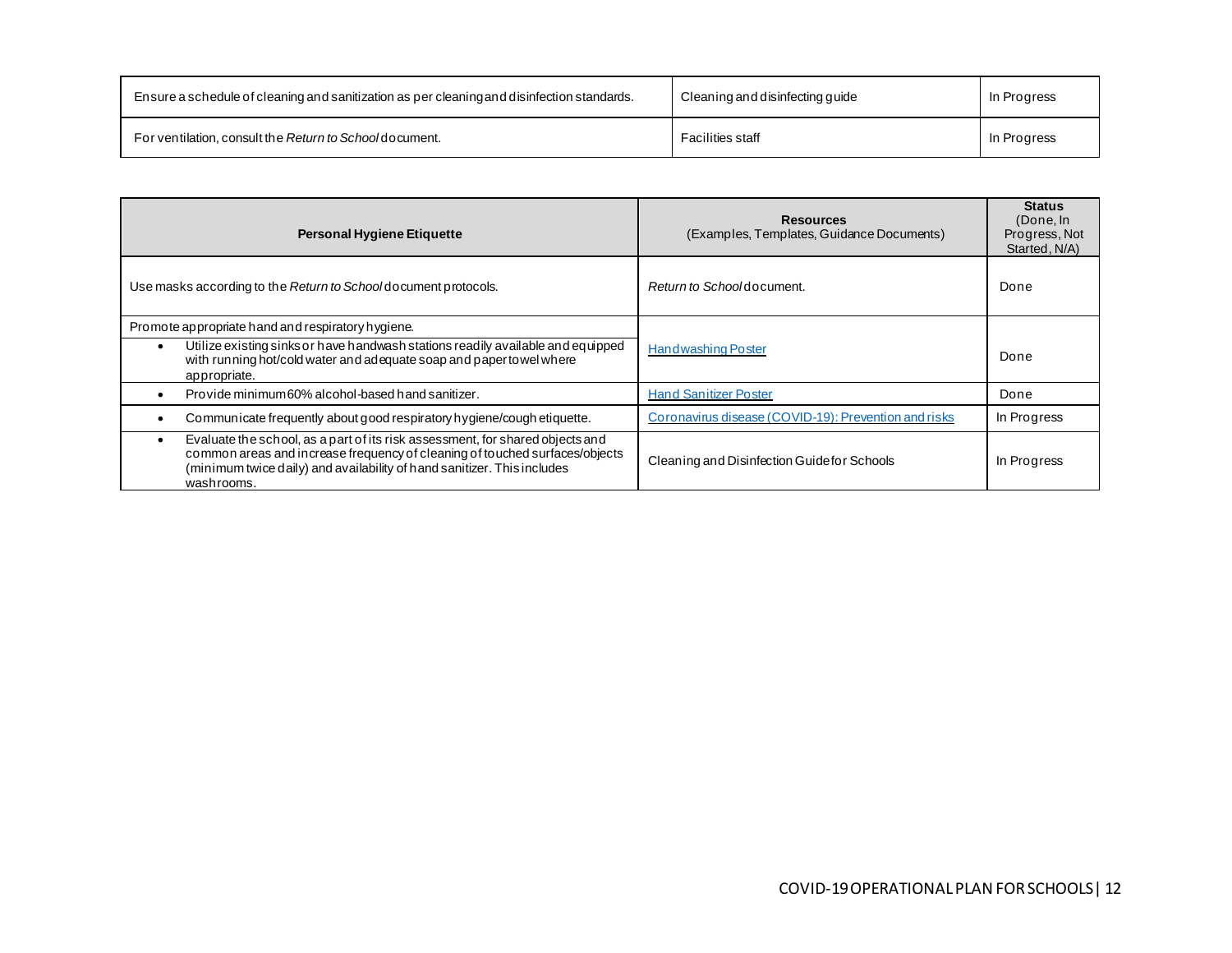| | | |
|---|---|---|
| Ensure a schedule of cleaning and sanitization as per cleaning and disinfection standards. | Cleaning and disinfecting guide | In Progress |
| For ventilation, consult the *Return to School* document. | Facilities staff | In Progress |

| Personal Hygiene Etiquette | Resources (Examples, Templates, Guidance Documents) | Status (Done, In Progress, Not Started, N/A) |
|---|---|---|
| Use masks according to the *Return to School* document protocols. | *Return to School* document. | Done |
| Promote appropriate hand and respiratory hygiene.<br>• Utilize existing sinks or have handwash stations readily available and equipped with running hot/cold water and adequate soap and paper towel where appropriate. | Handwashing Poster | Done |
| • Provide minimum 60% alcohol-based hand sanitizer. | Hand Sanitizer Poster | Done |
| • Communicate frequently about good respiratory hygiene/cough etiquette. | Coronavirus disease (COVID-19): Prevention and risks | In Progress |
| • Evaluate the school, as a part of its risk assessment, for shared objects and common areas and increase frequency of cleaning of touched surfaces/objects (minimum twice daily) and availability of hand sanitizer. This includes washrooms. | Cleaning and Disinfection Guide for Schools | In Progress |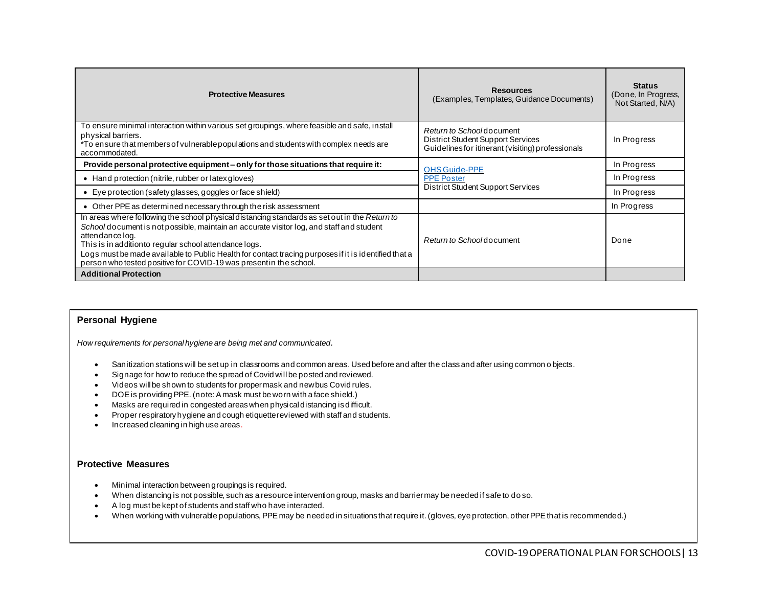| Protective Measures | Resources (Examples, Templates, Guidance Documents) | Status (Done, In Progress, Not Started, N/A) |
|---|---|---|
| To ensure minimal interaction within various set groupings, where feasible and safe, install physical barriers.<br>*To ensure that members of vulnerable populations and students with complex needs are accommodated. | *Return to School* document<br>District Student Support Services<br>Guidelines for itinerant (visiting) professionals | In Progress |
| **Provide personal protective equipment – only for those situations that require it:** | OHS Guide-PPE<br>PPE Poster<br>District Student Support Services | In Progress |
| • Hand protection (nitrile, rubber or latex gloves) | | In Progress |
| • Eye protection (safety glasses, goggles or face shield) | | In Progress |
| • Other PPE as determined necessary through the risk assessment | | In Progress |
| In areas where following the school physical distancing standards as set out in the *Return to School* document is not possible, maintain an accurate visitor log, and staff and student attendance log.<br>This is in additionto regular school attendance logs.<br>Logs must be made available to Public Health for contact tracing purposes if it is identified that a person who tested positive for COVID-19 was presentin the school. | *Return to School* document | Done |
| **Additional Protection** | | |

**Personal Hygiene**

*How requirements for personal hygiene are being met and communicated.*

- Sanitization stations will be set up in classrooms and common areas. Used before and after the class and after using common objects.
- Signage for how to reduce the spread of Covid will be posted and reviewed.
- Videos will be shown to students for proper mask and new bus Covid rules.
- DOE is providing PPE. (note: A mask must be worn with a face shield.)
- Masks are required in congested areas when physical distancing is difficult.
- Proper respiratory hygiene and cough etiquette reviewed with staff and students.
- Increased cleaning in high use areas.

**Protective Measures**

- Minimal interaction between groupings is required.
- When distancing is not possible, such as a resource intervention group, masks and barrier may be needed if safe to do so.
- A log must be kept of students and staff who have interacted.
- When working with vulnerable populations, PPE may be needed in situations that require it. (gloves, eye protection, other PPE that is recommended.)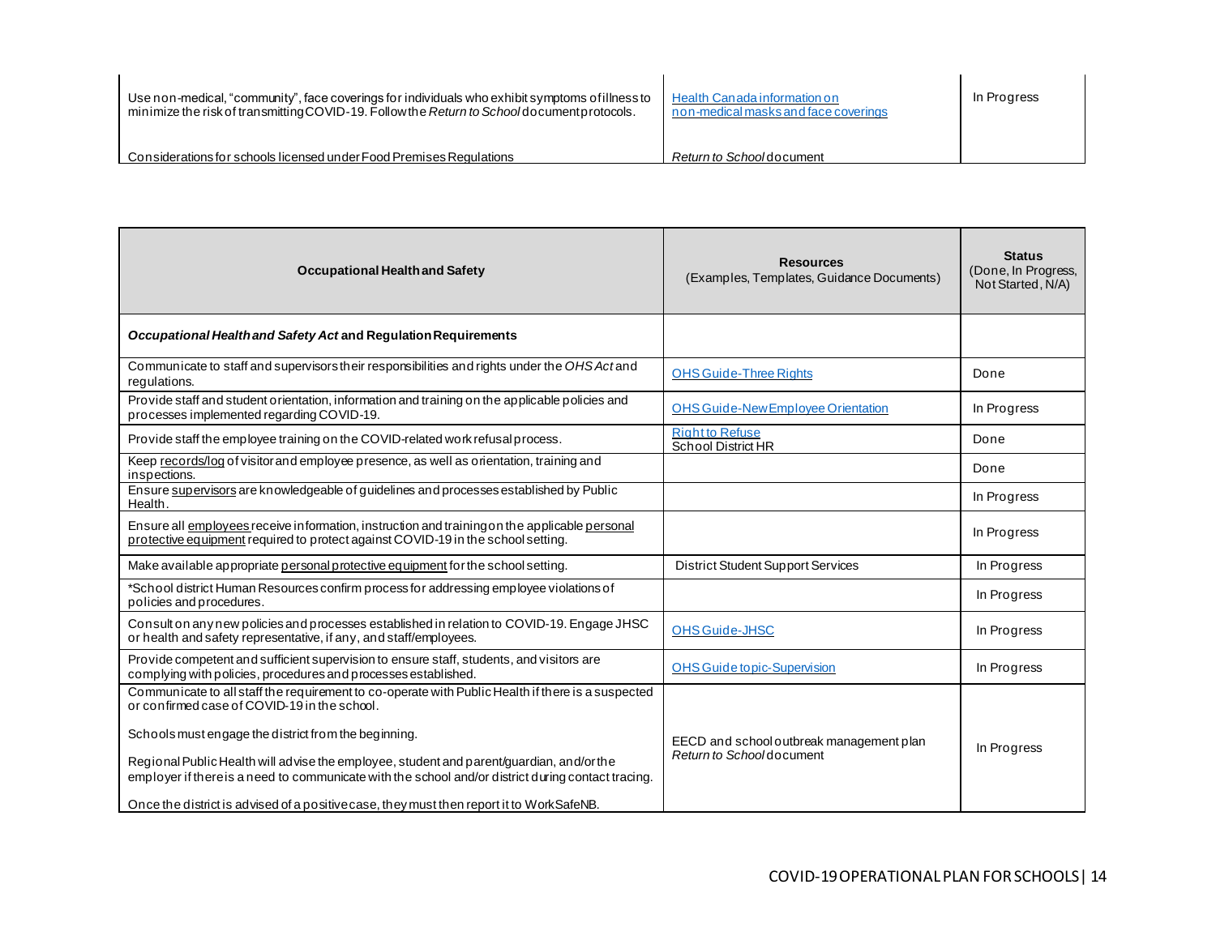| | | |
|---|---|---|
| Use non-medical, "community", face coverings for individuals who exhibit symptoms of illness to minimize the risk of transmitting COVID-19. Follow the *Return to School* document protocols. | Health Canada information on non-medical masks and face coverings | In Progress |
| Considerations for schools licensed under Food Premises Regulations | *Return to School* document | |

| Occupational Health and Safety | Resources (Examples, Templates, Guidance Documents) | Status (Done, In Progress, Not Started, N/A) |
|---|---|---|
| ***Occupational Health and Safety Act* and Regulation Requirements** | | |
| Communicate to staff and supervisors their responsibilities and rights under the *OHS Act* and regulations. | OHS Guide-Three Rights | Done |
| Provide staff and student orientation, information and training on the applicable policies and processes implemented regarding COVID-19. | OHS Guide-New Employee Orientation | In Progress |
| Provide staff the employee training on the COVID-related work refusal process. | Right to Refuse<br>School District HR | Done |
| Keep records/log of visitor and employee presence, as well as orientation, training and inspections. | | Done |
| Ensure supervisors are knowledgeable of guidelines and processes established by Public Health. | | In Progress |
| Ensure all employees receive information, instruction and training on the applicable personal protective equipment required to protect against COVID-19 in the school setting. | | In Progress |
| Make available appropriate personal protective equipment for the school setting. | District Student Support Services | In Progress |
| *School district Human Resources confirm process for addressing employee violations of policies and procedures. | | In Progress |
| Consult on any new policies and processes established in relation to COVID-19. Engage JHSC or health and safety representative, if any, and staff/employees. | OHS Guide-JHSC | In Progress |
| Provide competent and sufficient supervision to ensure staff, students, and visitors are complying with policies, procedures and processes established. | OHS Guide topic-Supervision | In Progress |
| Communicate to all staff the requirement to co-operate with Public Health if there is a suspected or confirmed case of COVID-19 in the school.<br><br>Schools must engage the district from the beginning.<br><br>Regional Public Health will advise the employee, student and parent/guardian, and/or the employer if there is a need to communicate with the school and/or district during contact tracing.<br><br>Once the district is advised of a positive case, they must then report it to WorkSafeNB. | EECD and school outbreak management plan<br>*Return to School* document | In Progress |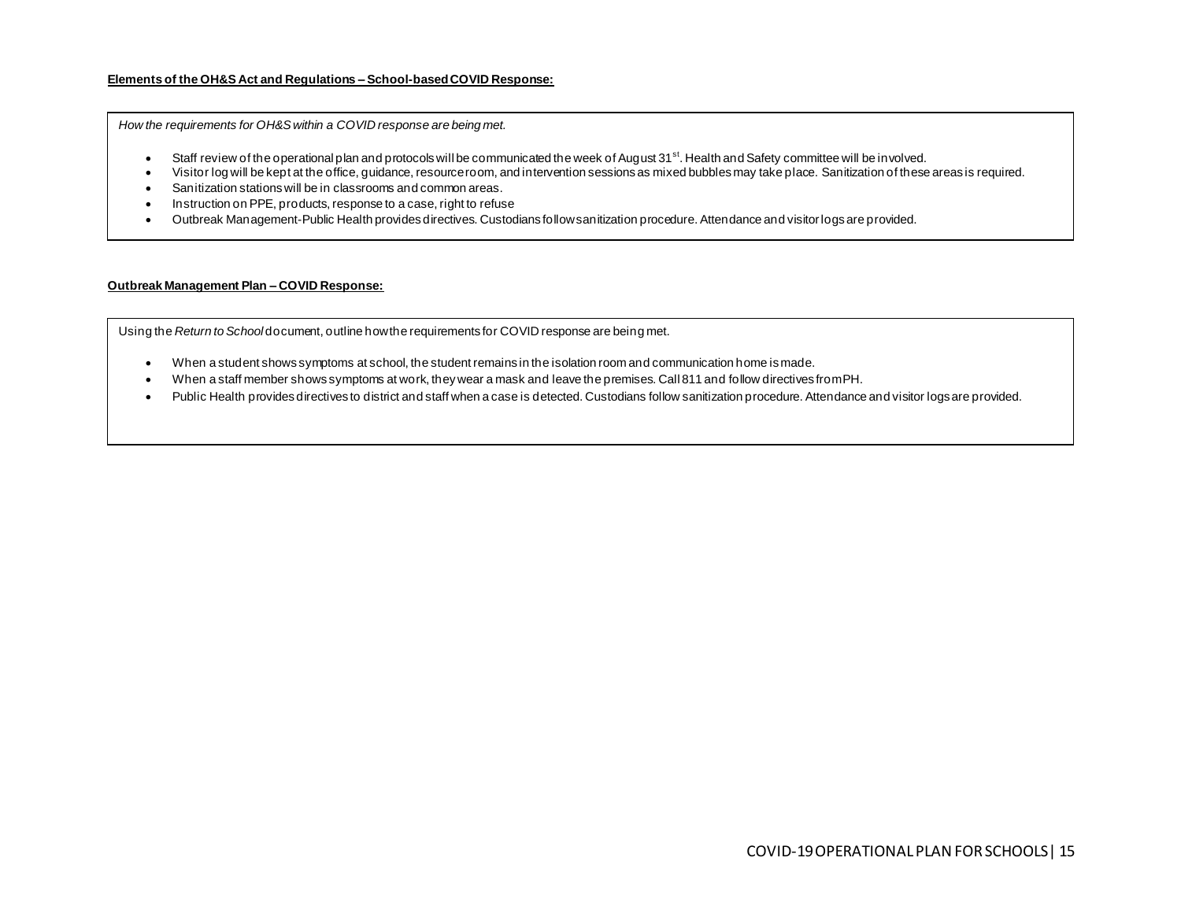**Elements of the OH&S Act and Regulations – School-based COVID Response:**

*How the requirements for OH&S within a COVID response are being met.*

- Staff review of the operational plan and protocols will be communicated the week of August 31st. Health and Safety committee will be involved.
- Visitor log will be kept at the office, guidance, resource room, and intervention sessions as mixed bubbles may take place. Sanitization of these areas is required.
- Sanitization stations will be in classrooms and common areas.
- Instruction on PPE, products, response to a case, right to refuse
- Outbreak Management-Public Health provides directives. Custodians follow sanitization procedure. Attendance and visitor logs are provided.

**Outbreak Management Plan – COVID Response:**

Using the *Return to School* document, outline how the requirements for COVID response are being met.

- When a student shows symptoms at school, the student remains in the isolation room and communication home is made.
- When a staff member shows symptoms at work, they wear a mask and leave the premises. Call 811 and follow directives from PH.
- Public Health provides directives to district and staff when a case is detected. Custodians follow sanitization procedure. Attendance and visitor logs are provided.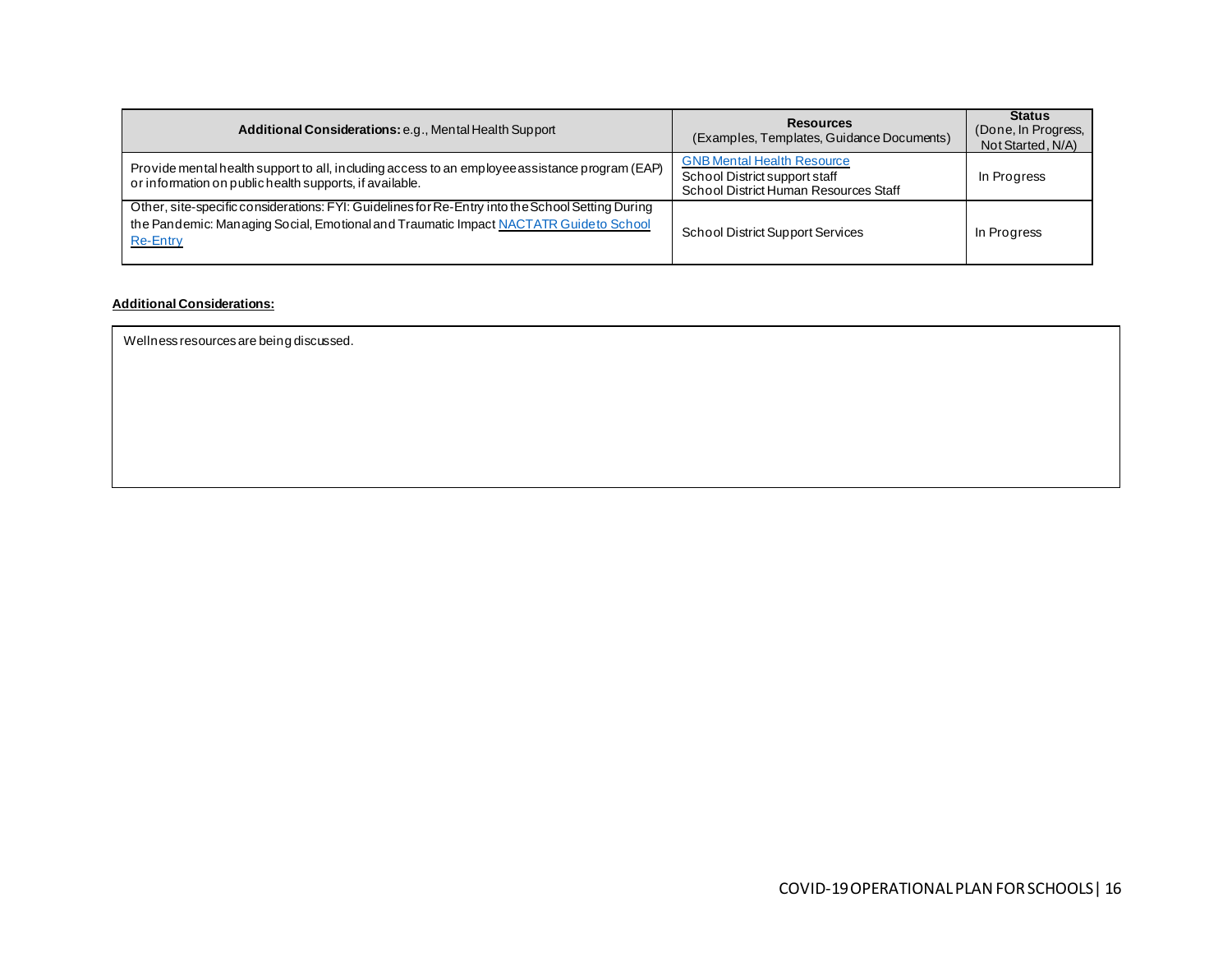| **Additional Considerations:** e.g., Mental Health Support | **Resources** (Examples, Templates, Guidance Documents) | **Status** (Done, In Progress, Not Started, N/A) |
|---|---|---|
| Provide mental health support to all, including access to an employee assistance program (EAP) or information on public health supports, if available. | GNB Mental Health Resource<br>School District support staff<br>School District Human Resources Staff | In Progress |
| Other, site-specific considerations: FYI: Guidelines for Re-Entry into the School Setting During the Pandemic: Managing Social, Emotional and Traumatic Impact NACTATR Guide to School Re-Entry | School District Support Services | In Progress |

**Additional Considerations:**

Wellness resources are being discussed.